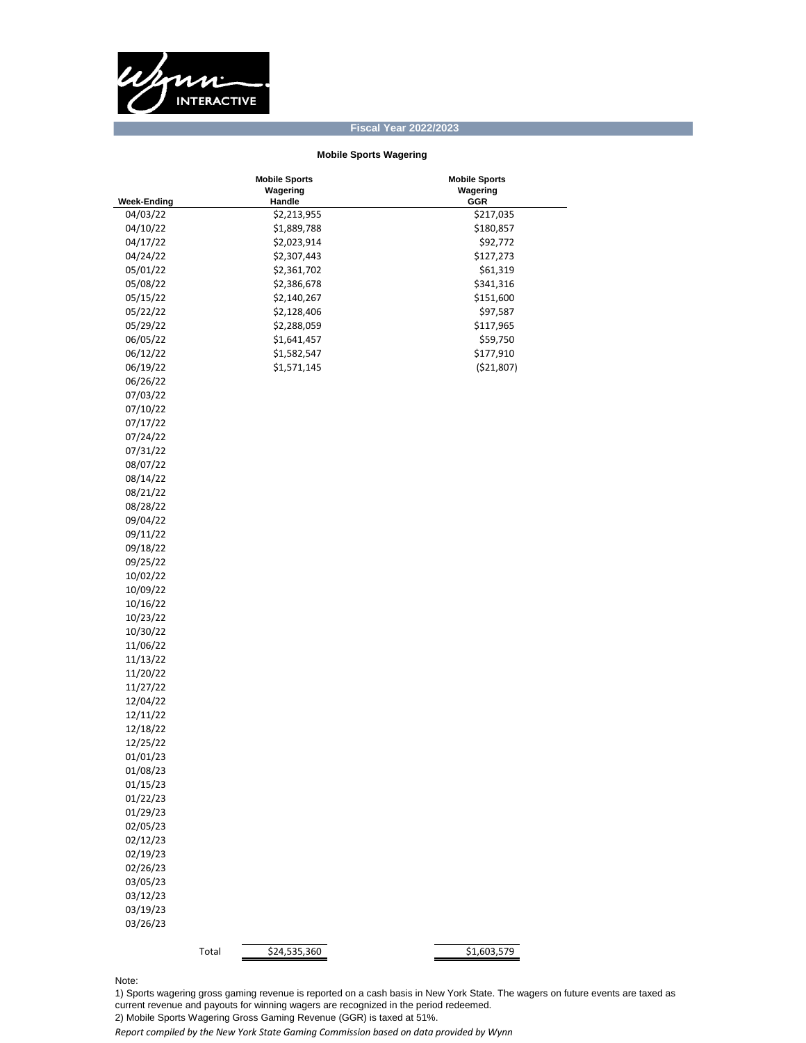Wynn INTERACTIVE

## Fiscal Year 2022/2023

### Mobile Sports Wagering

| Week-Ending | Mobile Sports Wagering Handle | Mobile Sports Wagering GGR |
|---|---|---|
| 04/03/22 | $2,213,955 | $217,035 |
| 04/10/22 | $1,889,788 | $180,857 |
| 04/17/22 | $2,023,914 | $92,772 |
| 04/24/22 | $2,307,443 | $127,273 |
| 05/01/22 | $2,361,702 | $61,319 |
| 05/08/22 | $2,386,678 | $341,316 |
| 05/15/22 | $2,140,267 | $151,600 |
| 05/22/22 | $2,128,406 | $97,587 |
| 05/29/22 | $2,288,059 | $117,965 |
| 06/05/22 | $1,641,457 | $59,750 |
| 06/12/22 | $1,582,547 | $177,910 |
| 06/19/22 | $1,571,145 | ($21,807) |
| 06/26/22 | | |
| 07/03/22 | | |
| 07/10/22 | | |
| 07/17/22 | | |
| 07/24/22 | | |
| 07/31/22 | | |
| 08/07/22 | | |
| 08/14/22 | | |
| 08/21/22 | | |
| 08/28/22 | | |
| 09/04/22 | | |
| 09/11/22 | | |
| 09/18/22 | | |
| 09/25/22 | | |
| 10/02/22 | | |
| 10/09/22 | | |
| 10/16/22 | | |
| 10/23/22 | | |
| 10/30/22 | | |
| 11/06/22 | | |
| 11/13/22 | | |
| 11/20/22 | | |
| 11/27/22 | | |
| 12/04/22 | | |
| 12/11/22 | | |
| 12/18/22 | | |
| 12/25/22 | | |
| 01/01/23 | | |
| 01/08/23 | | |
| 01/15/23 | | |
| 01/22/23 | | |
| 01/29/23 | | |
| 02/05/23 | | |
| 02/12/23 | | |
| 02/19/23 | | |
| 02/26/23 | | |
| 03/05/23 | | |
| 03/12/23 | | |
| 03/19/23 | | |
| 03/26/23 | | |
| Total | $24,535,360 | $1,603,579 |

Note:

1) Sports wagering gross gaming revenue is reported on a cash basis in New York State. The wagers on future events are taxed as current revenue and payouts for winning wagers are recognized in the period redeemed.

2) Mobile Sports Wagering Gross Gaming Revenue (GGR) is taxed at 51%.

*Report compiled by the New York State Gaming Commission based on data provided by Wynn*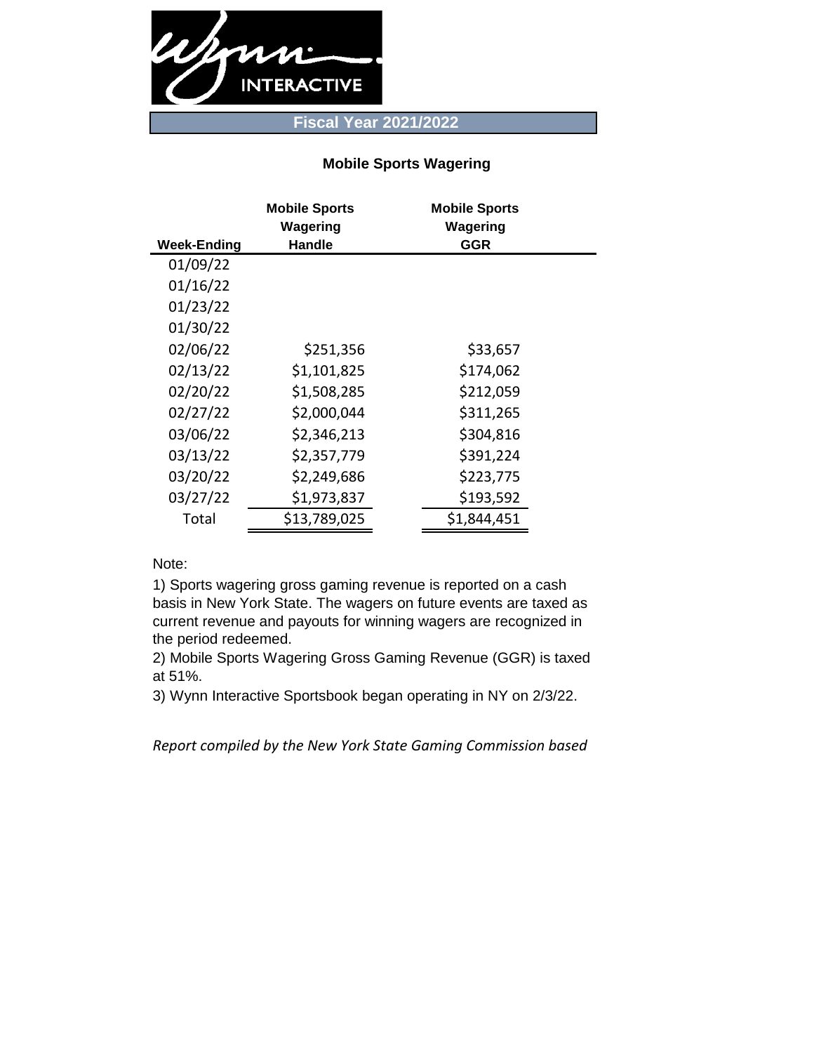Wynn INTERACTIVE

## Fiscal Year 2021/2022

### Mobile Sports Wagering

| Week-Ending | Mobile Sports Wagering Handle | Mobile Sports Wagering GGR |
|---|---|---|
| 01/09/22 | | |
| 01/16/22 | | |
| 01/23/22 | | |
| 01/30/22 | | |
| 02/06/22 | $251,356 | $33,657 |
| 02/13/22 | $1,101,825 | $174,062 |
| 02/20/22 | $1,508,285 | $212,059 |
| 02/27/22 | $2,000,044 | $311,265 |
| 03/06/22 | $2,346,213 | $304,816 |
| 03/13/22 | $2,357,779 | $391,224 |
| 03/20/22 | $2,249,686 | $223,775 |
| 03/27/22 | $1,973,837 | $193,592 |
| Total | $13,789,025 | $1,844,451 |

Note:

1) Sports wagering gross gaming revenue is reported on a cash basis in New York State. The wagers on future events are taxed as current revenue and payouts for winning wagers are recognized in the period redeemed.

2) Mobile Sports Wagering Gross Gaming Revenue (GGR) is taxed at 51%.

3) Wynn Interactive Sportsbook began operating in NY on 2/3/22.

*Report compiled by the New York State Gaming Commission based*